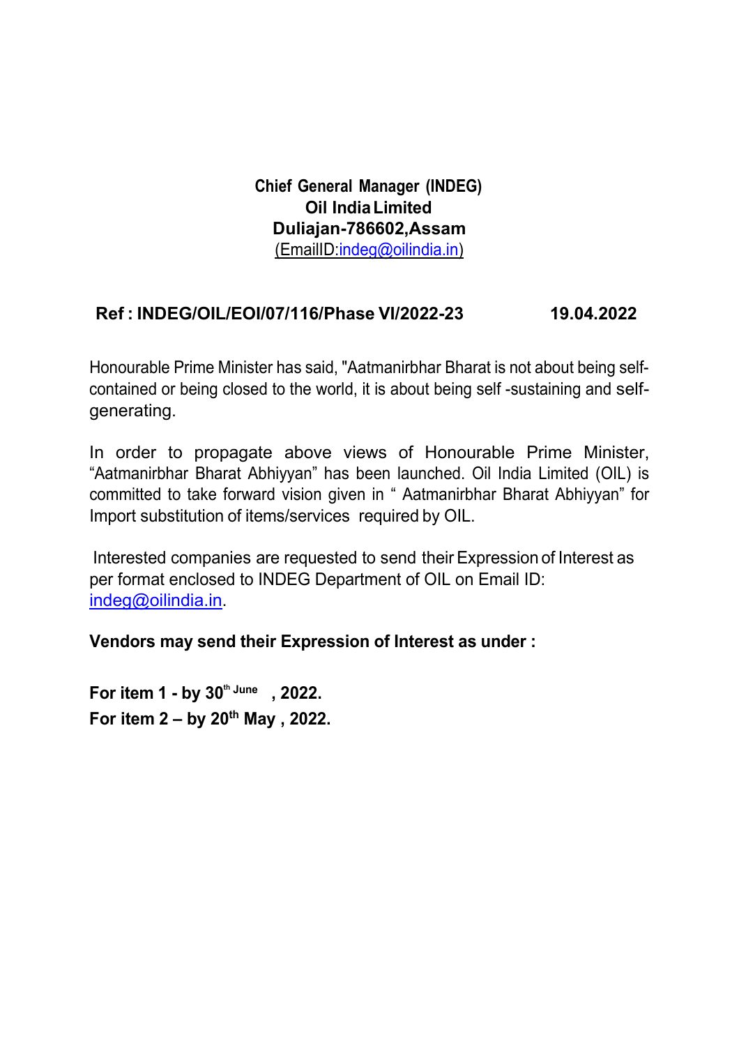**Chief General Manager (INDEG)**
**Oil India Limited**
**Duliajan-786602,Assam**
(EmailID:indeg@oilindia.in)

**Ref : INDEG/OIL/EOI/07/116/Phase VI/2022-23 19.04.2022**

Honourable Prime Minister has said, "Aatmanirbhar Bharat is not about being self-contained or being closed to the world, it is about being self -sustaining and self-generating.

In order to propagate above views of Honourable Prime Minister, "Aatmanirbhar Bharat Abhiyyan" has been launched. Oil India Limited (OIL) is committed to take forward vision given in " Aatmanirbhar Bharat Abhiyyan" for Import substitution of items/services required by OIL.

Interested companies are requested to send their Expression of Interest as per format enclosed to INDEG Department of OIL on Email ID: indeg@oilindia.in.

**Vendors may send their Expression of Interest as under :**

**For item 1 - by 30th June , 2022.**
**For item 2 – by 20th May , 2022.**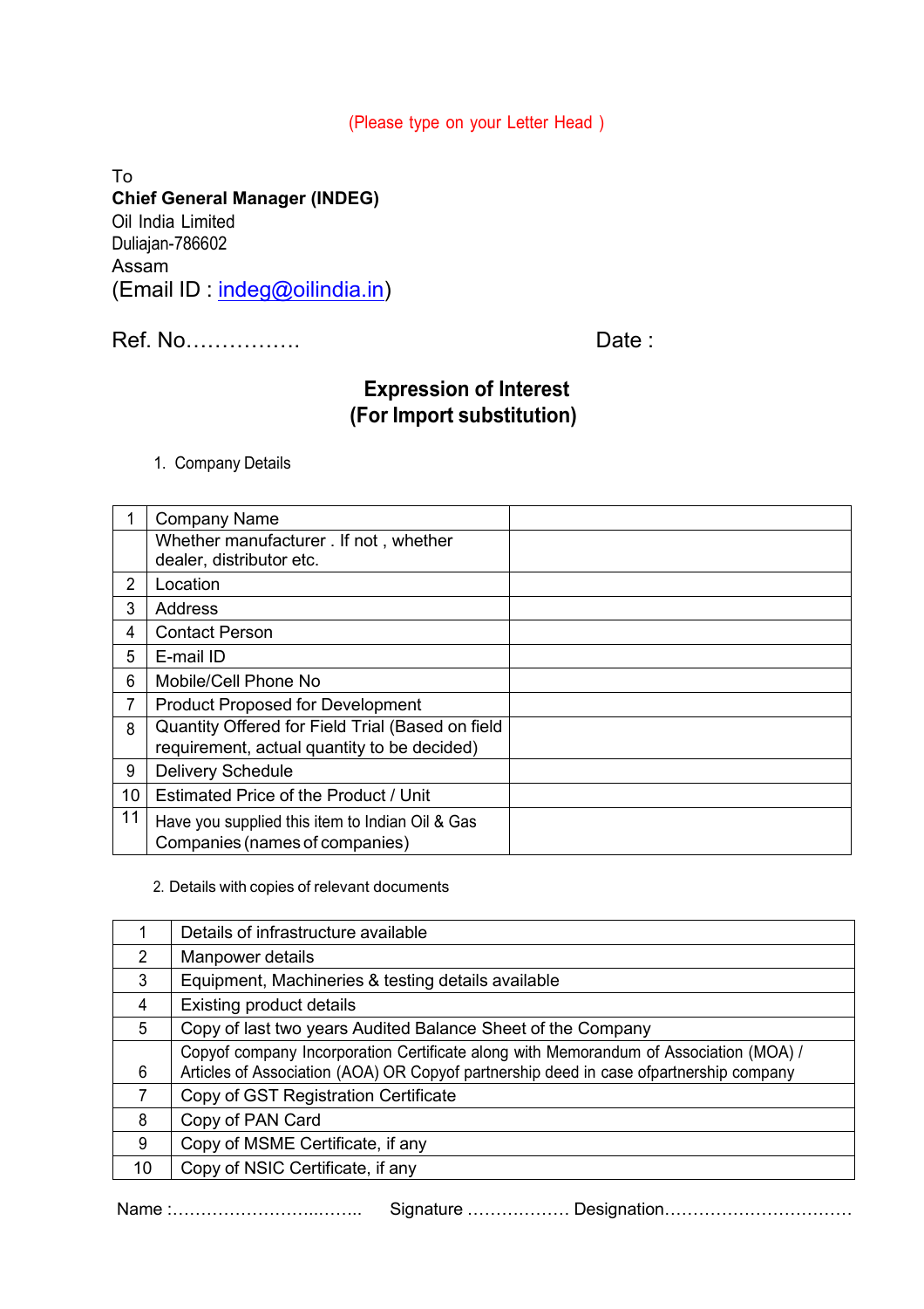(Please type on your Letter Head )

To
**Chief General Manager (INDEG)**
Oil India Limited
Duliajan-786602
Assam
(Email ID : indeg@oilindia.in)

Ref. No……………. Date :

**Expression of Interest**
**(For Import substitution)**

1. Company Details

| | | |
|---|---|---|
| 1 | Company Name | |
| | Whether manufacturer . If not , whether dealer, distributor etc. | |
| 2 | Location | |
| 3 | Address | |
| 4 | Contact Person | |
| 5 | E-mail ID | |
| 6 | Mobile/Cell Phone No | |
| 7 | Product Proposed for Development | |
| 8 | Quantity Offered for Field Trial (Based on field requirement, actual quantity to be decided) | |
| 9 | Delivery Schedule | |
| 10 | Estimated Price of the Product / Unit | |
| 11 | Have you supplied this item to Indian Oil & Gas Companies (names of companies) | |

2. Details with copies of relevant documents

| | |
|---|---|
| 1 | Details of infrastructure available |
| 2 | Manpower details |
| 3 | Equipment, Machineries & testing details available |
| 4 | Existing product details |
| 5 | Copy of last two years Audited Balance Sheet of the Company |
| 6 | Copyof company Incorporation Certificate along with Memorandum of Association (MOA) / Articles of Association (AOA) OR Copyof partnership deed in case ofpartnership company |
| 7 | Copy of GST Registration Certificate |
| 8 | Copy of PAN Card |
| 9 | Copy of MSME Certificate, if any |
| 10 | Copy of NSIC Certificate, if any |

Name :…………………………..…….. Signature ……………… Designation……………………………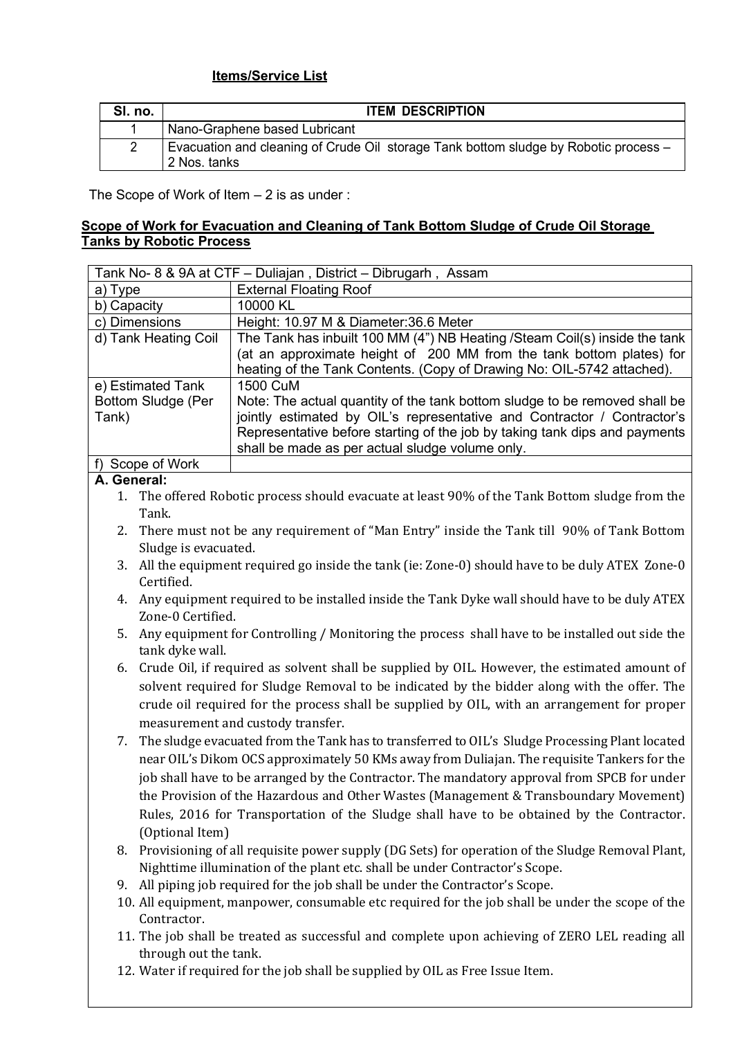**Items/Service List**

| Sl. no. | ITEM DESCRIPTION |
|---|---|
| 1 | Nano-Graphene based Lubricant |
| 2 | Evacuation and cleaning of Crude Oil storage Tank bottom sludge by Robotic process – 2 Nos. tanks |

The Scope of Work of Item – 2 is as under :

**Scope of Work for Evacuation and Cleaning of Tank Bottom Sludge of Crude Oil Storage Tanks by Robotic Process**

| Tank No- 8 & 9A at CTF – Duliajan , District – Dibrugarh , Assam | |
|---|---|
| a) Type | External Floating Roof |
| b) Capacity | 10000 KL |
| c) Dimensions | Height: 10.97 M & Diameter:36.6 Meter |
| d) Tank Heating Coil | The Tank has inbuilt 100 MM (4") NB Heating /Steam Coil(s) inside the tank (at an approximate height of 200 MM from the tank bottom plates) for heating of the Tank Contents. (Copy of Drawing No: OIL-5742 attached). |
| e) Estimated Tank Bottom Sludge (Per Tank) | 1500 CuM<br>Note: The actual quantity of the tank bottom sludge to be removed shall be jointly estimated by OIL's representative and Contractor / Contractor's Representative before starting of the job by taking tank dips and payments shall be made as per actual sludge volume only. |
| f) Scope of Work | |

**A. General:**

1. The offered Robotic process should evacuate at least 90% of the Tank Bottom sludge from the Tank.
2. There must not be any requirement of "Man Entry" inside the Tank till 90% of Tank Bottom Sludge is evacuated.
3. All the equipment required go inside the tank (ie: Zone-0) should have to be duly ATEX Zone-0 Certified.
4. Any equipment required to be installed inside the Tank Dyke wall should have to be duly ATEX Zone-0 Certified.
5. Any equipment for Controlling / Monitoring the process shall have to be installed out side the tank dyke wall.
6. Crude Oil, if required as solvent shall be supplied by OIL. However, the estimated amount of solvent required for Sludge Removal to be indicated by the bidder along with the offer. The crude oil required for the process shall be supplied by OIL, with an arrangement for proper measurement and custody transfer.
7. The sludge evacuated from the Tank has to transferred to OIL's Sludge Processing Plant located near OIL's Dikom OCS approximately 50 KMs away from Duliajan. The requisite Tankers for the job shall have to be arranged by the Contractor. The mandatory approval from SPCB for under the Provision of the Hazardous and Other Wastes (Management & Transboundary Movement) Rules, 2016 for Transportation of the Sludge shall have to be obtained by the Contractor. (Optional Item)
8. Provisioning of all requisite power supply (DG Sets) for operation of the Sludge Removal Plant, Nighttime illumination of the plant etc. shall be under Contractor's Scope.
9. All piping job required for the job shall be under the Contractor's Scope.
10. All equipment, manpower, consumable etc required for the job shall be under the scope of the Contractor.
11. The job shall be treated as successful and complete upon achieving of ZERO LEL reading all through out the tank.
12. Water if required for the job shall be supplied by OIL as Free Issue Item.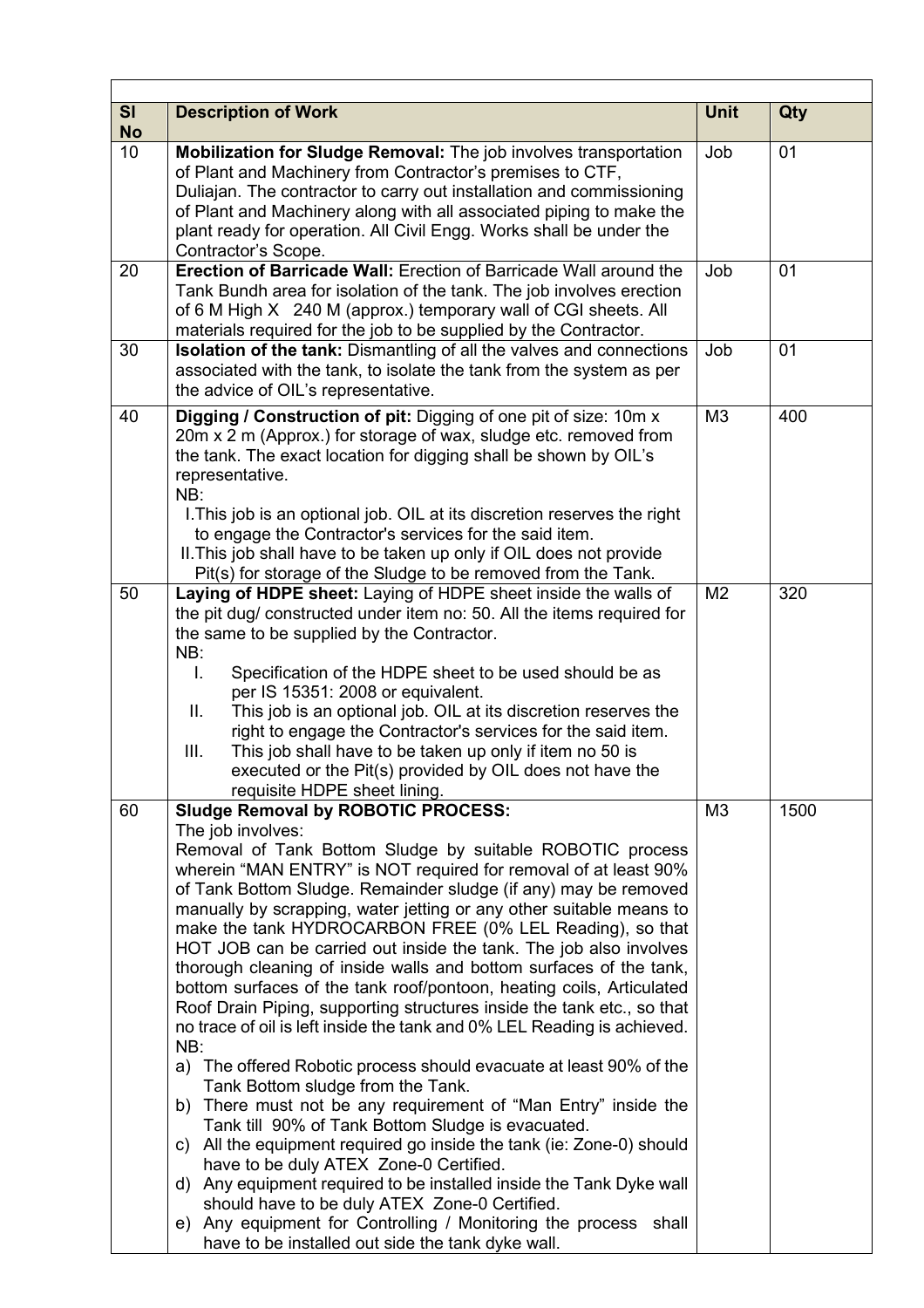| Sl No | Description of Work | Unit | Qty |
|---|---|---|---|
| 10 | **Mobilization for Sludge Removal:** The job involves transportation of Plant and Machinery from Contractor's premises to CTF, Duliajan. The contractor to carry out installation and commissioning of Plant and Machinery along with all associated piping to make the plant ready for operation. All Civil Engg. Works shall be under the Contractor's Scope. | Job | 01 |
| 20 | **Erection of Barricade Wall:** Erection of Barricade Wall around the Tank Bundh area for isolation of the tank. The job involves erection of 6 M High X 240 M (approx.) temporary wall of CGI sheets. All materials required for the job to be supplied by the Contractor. | Job | 01 |
| 30 | **Isolation of the tank:** Dismantling of all the valves and connections associated with the tank, to isolate the tank from the system as per the advice of OIL's representative. | Job | 01 |
| 40 | **Digging / Construction of pit:** Digging of one pit of size: 10m x 20m x 2 m (Approx.) for storage of wax, sludge etc. removed from the tank. The exact location for digging shall be shown by OIL's representative.<br>NB:<br>I. This job is an optional job. OIL at its discretion reserves the right to engage the Contractor's services for the said item.<br>II. This job shall have to be taken up only if OIL does not provide Pit(s) for storage of the Sludge to be removed from the Tank. | M3 | 400 |
| 50 | **Laying of HDPE sheet:** Laying of HDPE sheet inside the walls of the pit dug/ constructed under item no: 50. All the items required for the same to be supplied by the Contractor.<br>NB:<br>I. Specification of the HDPE sheet to be used should be as per IS 15351: 2008 or equivalent.<br>II. This job is an optional job. OIL at its discretion reserves the right to engage the Contractor's services for the said item.<br>III. This job shall have to be taken up only if item no 50 is executed or the Pit(s) provided by OIL does not have the requisite HDPE sheet lining. | M2 | 320 |
| 60 | **Sludge Removal by ROBOTIC PROCESS:**<br>The job involves:<br>Removal of Tank Bottom Sludge by suitable ROBOTIC process wherein "MAN ENTRY" is NOT required for removal of at least 90% of Tank Bottom Sludge. Remainder sludge (if any) may be removed manually by scrapping, water jetting or any other suitable means to make the tank HYDROCARBON FREE (0% LEL Reading), so that HOT JOB can be carried out inside the tank. The job also involves thorough cleaning of inside walls and bottom surfaces of the tank, bottom surfaces of the tank roof/pontoon, heating coils, Articulated Roof Drain Piping, supporting structures inside the tank etc., so that no trace of oil is left inside the tank and 0% LEL Reading is achieved.<br>NB:<br>a) The offered Robotic process should evacuate at least 90% of the Tank Bottom sludge from the Tank.<br>b) There must not be any requirement of "Man Entry" inside the Tank till 90% of Tank Bottom Sludge is evacuated.<br>c) All the equipment required go inside the tank (ie: Zone-0) should have to be duly ATEX Zone-0 Certified.<br>d) Any equipment required to be installed inside the Tank Dyke wall should have to be duly ATEX Zone-0 Certified.<br>e) Any equipment for Controlling / Monitoring the process shall have to be installed out side the tank dyke wall. | M3 | 1500 |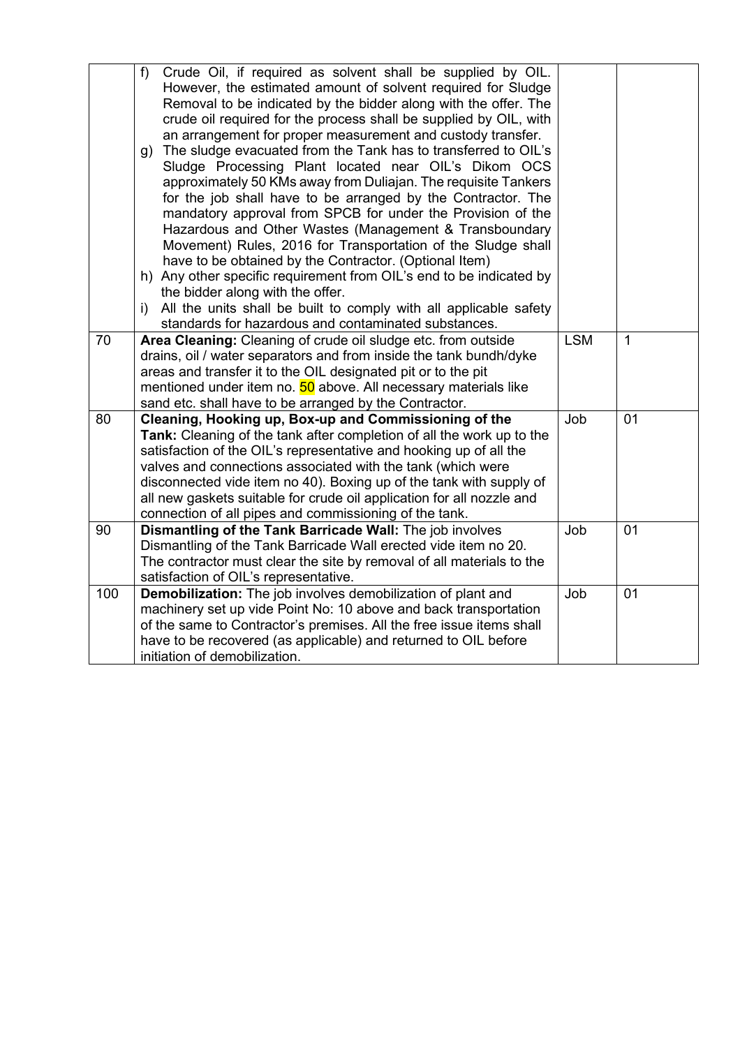| | | | |
|---|---|---|---|
| | f) Crude Oil, if required as solvent shall be supplied by OIL. However, the estimated amount of solvent required for Sludge Removal to be indicated by the bidder along with the offer. The crude oil required for the process shall be supplied by OIL, with an arrangement for proper measurement and custody transfer.<br>g) The sludge evacuated from the Tank has to transferred to OIL's Sludge Processing Plant located near OIL's Dikom OCS approximately 50 KMs away from Duliajan. The requisite Tankers for the job shall have to be arranged by the Contractor. The mandatory approval from SPCB for under the Provision of the Hazardous and Other Wastes (Management & Transboundary Movement) Rules, 2016 for Transportation of the Sludge shall have to be obtained by the Contractor. (Optional Item)<br>h) Any other specific requirement from OIL's end to be indicated by the bidder along with the offer.<br>i) All the units shall be built to comply with all applicable safety standards for hazardous and contaminated substances. | | |
| 70 | **Area Cleaning:** Cleaning of crude oil sludge etc. from outside drains, oil / water separators and from inside the tank bundh/dyke areas and transfer it to the OIL designated pit or to the pit mentioned under item no. 50 above. All necessary materials like sand etc. shall have to be arranged by the Contractor. | LSM | 1 |
| 80 | **Cleaning, Hooking up, Box-up and Commissioning of the Tank:** Cleaning of the tank after completion of all the work up to the satisfaction of the OIL's representative and hooking up of all the valves and connections associated with the tank (which were disconnected vide item no 40). Boxing up of the tank with supply of all new gaskets suitable for crude oil application for all nozzle and connection of all pipes and commissioning of the tank. | Job | 01 |
| 90 | **Dismantling of the Tank Barricade Wall:** The job involves Dismantling of the Tank Barricade Wall erected vide item no 20. The contractor must clear the site by removal of all materials to the satisfaction of OIL's representative. | Job | 01 |
| 100 | **Demobilization:** The job involves demobilization of plant and machinery set up vide Point No: 10 above and back transportation of the same to Contractor's premises. All the free issue items shall have to be recovered (as applicable) and returned to OIL before initiation of demobilization. | Job | 01 |